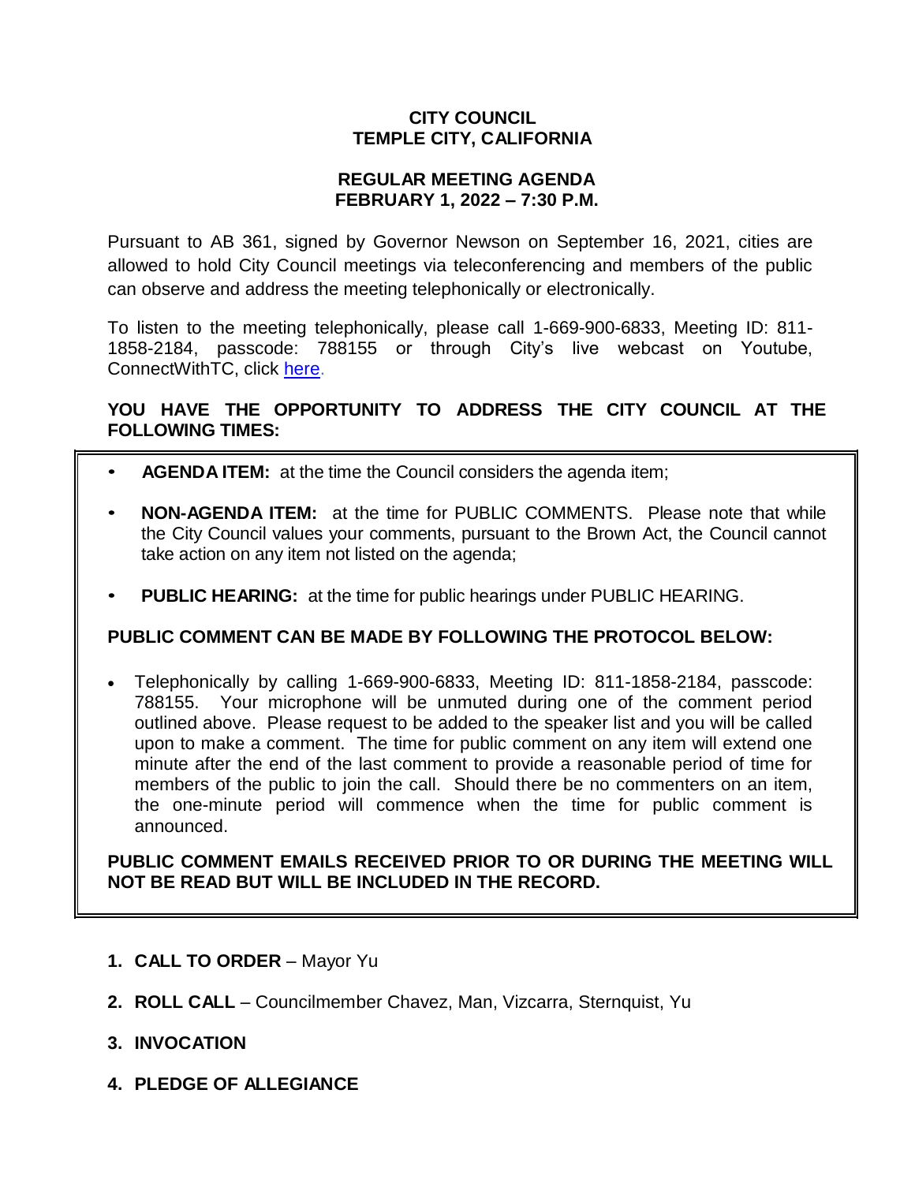# CITY COUNCIL
# TEMPLE CITY, CALIFORNIA

## REGULAR MEETING AGENDA
## FEBRUARY 1, 2022 – 7:30 P.M.

Pursuant to AB 361, signed by Governor Newson on September 16, 2021, cities are allowed to hold City Council meetings via teleconferencing and members of the public can observe and address the meeting telephonically or electronically.

To listen to the meeting telephonically, please call 1-669-900-6833, Meeting ID: 811-1858-2184, passcode: 788155 or through City's live webcast on Youtube, ConnectWithTC, click here.

**YOU HAVE THE OPPORTUNITY TO ADDRESS THE CITY COUNCIL AT THE FOLLOWING TIMES:**

- **AGENDA ITEM:** at the time the Council considers the agenda item;
- **NON-AGENDA ITEM:** at the time for PUBLIC COMMENTS. Please note that while the City Council values your comments, pursuant to the Brown Act, the Council cannot take action on any item not listed on the agenda;
- **PUBLIC HEARING:** at the time for public hearings under PUBLIC HEARING.

**PUBLIC COMMENT CAN BE MADE BY FOLLOWING THE PROTOCOL BELOW:**

- Telephonically by calling 1-669-900-6833, Meeting ID: 811-1858-2184, passcode: 788155. Your microphone will be unmuted during one of the comment period outlined above. Please request to be added to the speaker list and you will be called upon to make a comment. The time for public comment on any item will extend one minute after the end of the last comment to provide a reasonable period of time for members of the public to join the call. Should there be no commenters on an item, the one-minute period will commence when the time for public comment is announced.

**PUBLIC COMMENT EMAILS RECEIVED PRIOR TO OR DURING THE MEETING WILL NOT BE READ BUT WILL BE INCLUDED IN THE RECORD.**

1. **CALL TO ORDER** – Mayor Yu
2. **ROLL CALL** – Councilmember Chavez, Man, Vizcarra, Sternquist, Yu
3. **INVOCATION**
4. **PLEDGE OF ALLEGIANCE**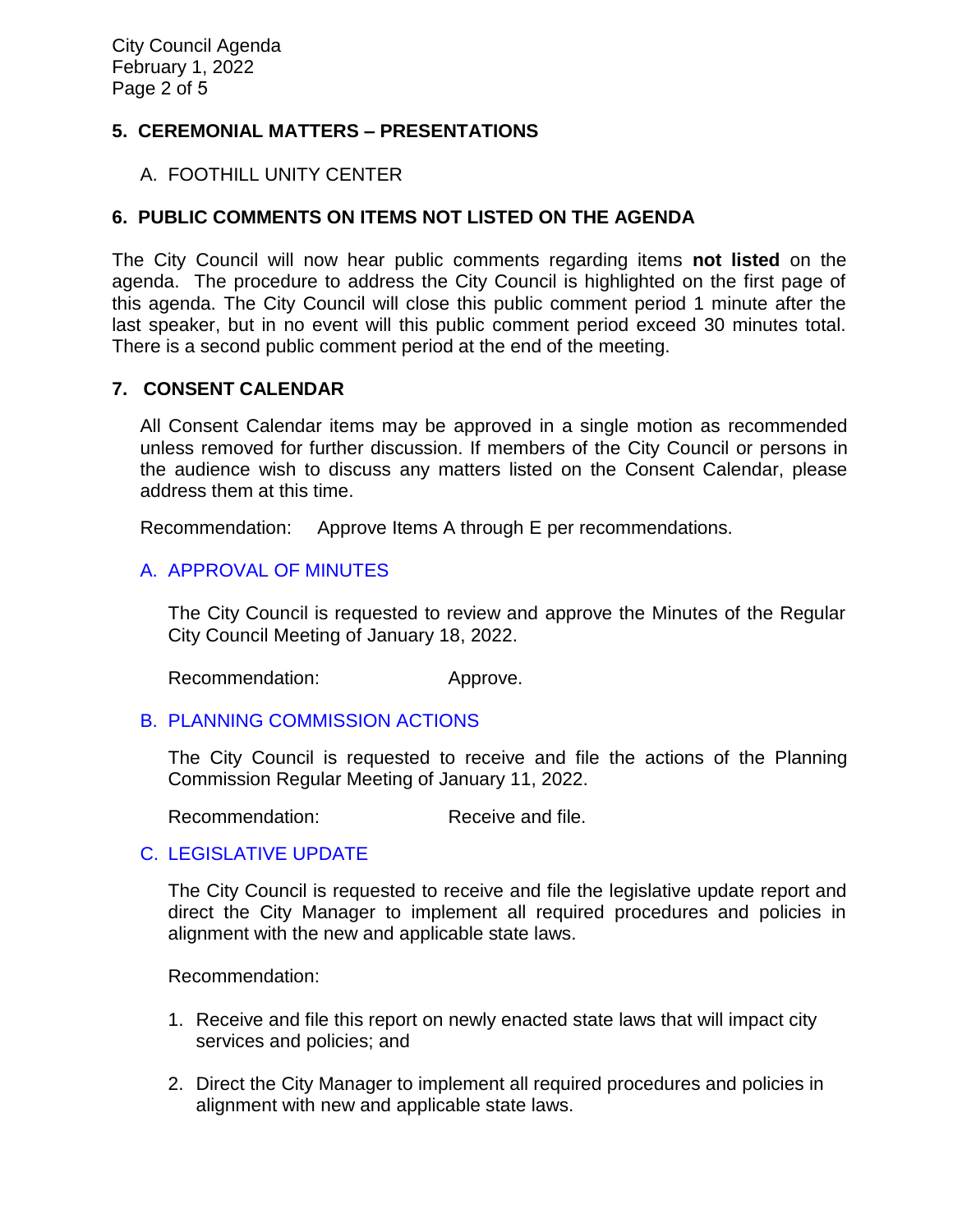## 5. CEREMONIAL MATTERS – PRESENTATIONS

A. FOOTHILL UNITY CENTER

## 6. PUBLIC COMMENTS ON ITEMS NOT LISTED ON THE AGENDA

The City Council will now hear public comments regarding items **not listed** on the agenda. The procedure to address the City Council is highlighted on the first page of this agenda. The City Council will close this public comment period 1 minute after the last speaker, but in no event will this public comment period exceed 30 minutes total. There is a second public comment period at the end of the meeting.

## 7. CONSENT CALENDAR

All Consent Calendar items may be approved in a single motion as recommended unless removed for further discussion. If members of the City Council or persons in the audience wish to discuss any matters listed on the Consent Calendar, please address them at this time.

Recommendation: Approve Items A through E per recommendations.

### A. APPROVAL OF MINUTES

The City Council is requested to review and approve the Minutes of the Regular City Council Meeting of January 18, 2022.

Recommendation: Approve.

### B. PLANNING COMMISSION ACTIONS

The City Council is requested to receive and file the actions of the Planning Commission Regular Meeting of January 11, 2022.

Recommendation: Receive and file.

### C. LEGISLATIVE UPDATE

The City Council is requested to receive and file the legislative update report and direct the City Manager to implement all required procedures and policies in alignment with the new and applicable state laws.

Recommendation:

1. Receive and file this report on newly enacted state laws that will impact city services and policies; and
2. Direct the City Manager to implement all required procedures and policies in alignment with new and applicable state laws.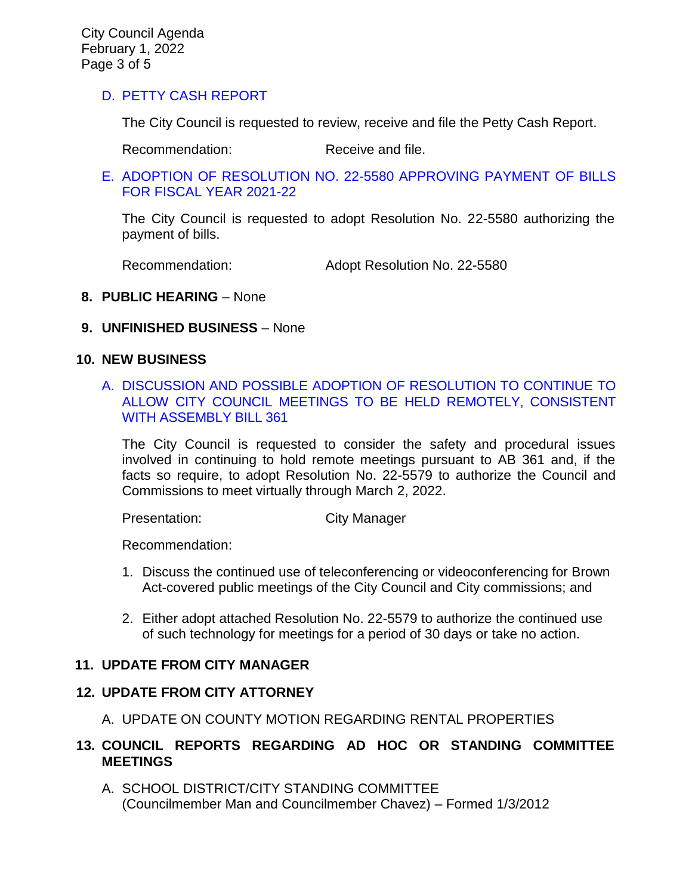D. PETTY CASH REPORT

The City Council is requested to review, receive and file the Petty Cash Report.

Recommendation: Receive and file.

E. ADOPTION OF RESOLUTION NO. 22-5580 APPROVING PAYMENT OF BILLS FOR FISCAL YEAR 2021-22

The City Council is requested to adopt Resolution No. 22-5580 authorizing the payment of bills.

Recommendation: Adopt Resolution No. 22-5580

**8. PUBLIC HEARING** – None

**9. UNFINISHED BUSINESS** – None

**10. NEW BUSINESS**

A. DISCUSSION AND POSSIBLE ADOPTION OF RESOLUTION TO CONTINUE TO ALLOW CITY COUNCIL MEETINGS TO BE HELD REMOTELY, CONSISTENT WITH ASSEMBLY BILL 361

The City Council is requested to consider the safety and procedural issues involved in continuing to hold remote meetings pursuant to AB 361 and, if the facts so require, to adopt Resolution No. 22-5579 to authorize the Council and Commissions to meet virtually through March 2, 2022.

Presentation: City Manager

Recommendation:

1. Discuss the continued use of teleconferencing or videoconferencing for Brown Act-covered public meetings of the City Council and City commissions; and
2. Either adopt attached Resolution No. 22-5579 to authorize the continued use of such technology for meetings for a period of 30 days or take no action.

**11. UPDATE FROM CITY MANAGER**

**12. UPDATE FROM CITY ATTORNEY**

A. UPDATE ON COUNTY MOTION REGARDING RENTAL PROPERTIES

**13. COUNCIL REPORTS REGARDING AD HOC OR STANDING COMMITTEE MEETINGS**

A. SCHOOL DISTRICT/CITY STANDING COMMITTEE
(Councilmember Man and Councilmember Chavez) – Formed 1/3/2012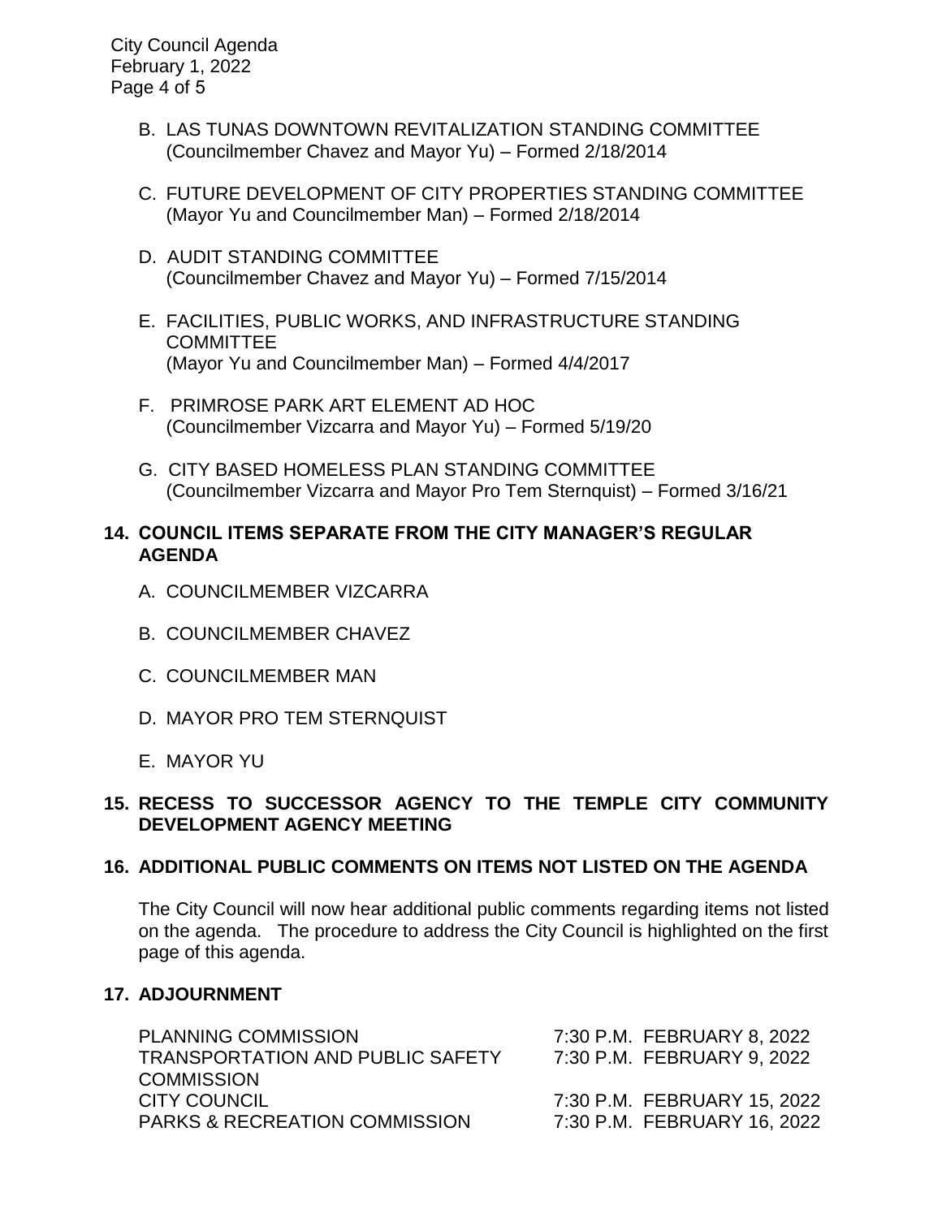B. LAS TUNAS DOWNTOWN REVITALIZATION STANDING COMMITTEE (Councilmember Chavez and Mayor Yu) – Formed 2/18/2014

C. FUTURE DEVELOPMENT OF CITY PROPERTIES STANDING COMMITTEE (Mayor Yu and Councilmember Man) – Formed 2/18/2014

D. AUDIT STANDING COMMITTEE (Councilmember Chavez and Mayor Yu) – Formed 7/15/2014

E. FACILITIES, PUBLIC WORKS, AND INFRASTRUCTURE STANDING COMMITTEE (Mayor Yu and Councilmember Man) – Formed 4/4/2017

F. PRIMROSE PARK ART ELEMENT AD HOC (Councilmember Vizcarra and Mayor Yu) – Formed 5/19/20

G. CITY BASED HOMELESS PLAN STANDING COMMITTEE (Councilmember Vizcarra and Mayor Pro Tem Sternquist) – Formed 3/16/21

## 14. COUNCIL ITEMS SEPARATE FROM THE CITY MANAGER'S REGULAR AGENDA

A. COUNCILMEMBER VIZCARRA

B. COUNCILMEMBER CHAVEZ

C. COUNCILMEMBER MAN

D. MAYOR PRO TEM STERNQUIST

E. MAYOR YU

## 15. RECESS TO SUCCESSOR AGENCY TO THE TEMPLE CITY COMMUNITY DEVELOPMENT AGENCY MEETING

## 16. ADDITIONAL PUBLIC COMMENTS ON ITEMS NOT LISTED ON THE AGENDA

The City Council will now hear additional public comments regarding items not listed on the agenda. The procedure to address the City Council is highlighted on the first page of this agenda.

## 17. ADJOURNMENT

| | |
|---|---|
| PLANNING COMMISSION | 7:30 P.M. FEBRUARY 8, 2022 |
| TRANSPORTATION AND PUBLIC SAFETY COMMISSION | 7:30 P.M. FEBRUARY 9, 2022 |
| CITY COUNCIL | 7:30 P.M. FEBRUARY 15, 2022 |
| PARKS & RECREATION COMMISSION | 7:30 P.M. FEBRUARY 16, 2022 |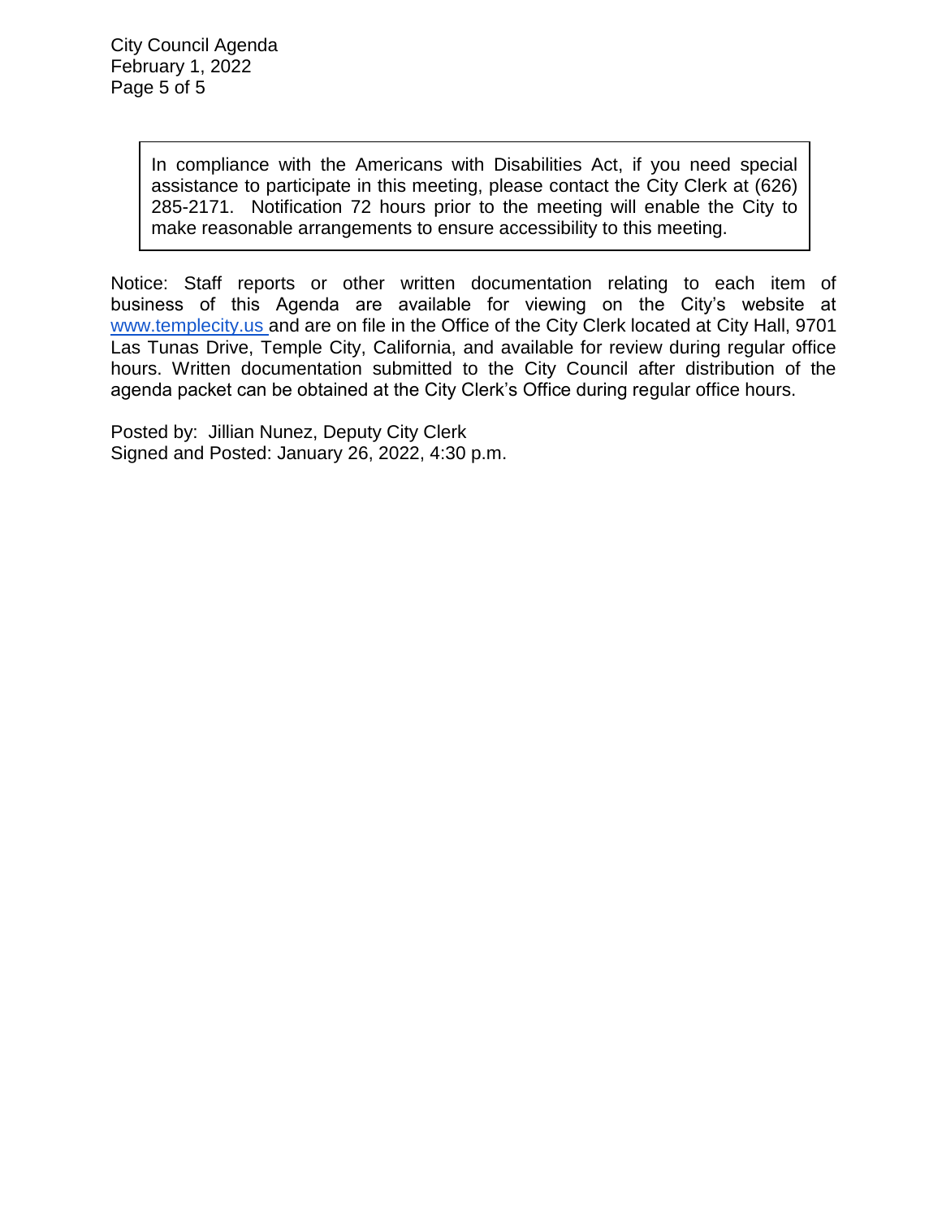In compliance with the Americans with Disabilities Act, if you need special assistance to participate in this meeting, please contact the City Clerk at (626) 285-2171. Notification 72 hours prior to the meeting will enable the City to make reasonable arrangements to ensure accessibility to this meeting.

Notice: Staff reports or other written documentation relating to each item of business of this Agenda are available for viewing on the City's website at www.templecity.us and are on file in the Office of the City Clerk located at City Hall, 9701 Las Tunas Drive, Temple City, California, and available for review during regular office hours. Written documentation submitted to the City Council after distribution of the agenda packet can be obtained at the City Clerk's Office during regular office hours.

Posted by: Jillian Nunez, Deputy City Clerk
Signed and Posted: January 26, 2022, 4:30 p.m.